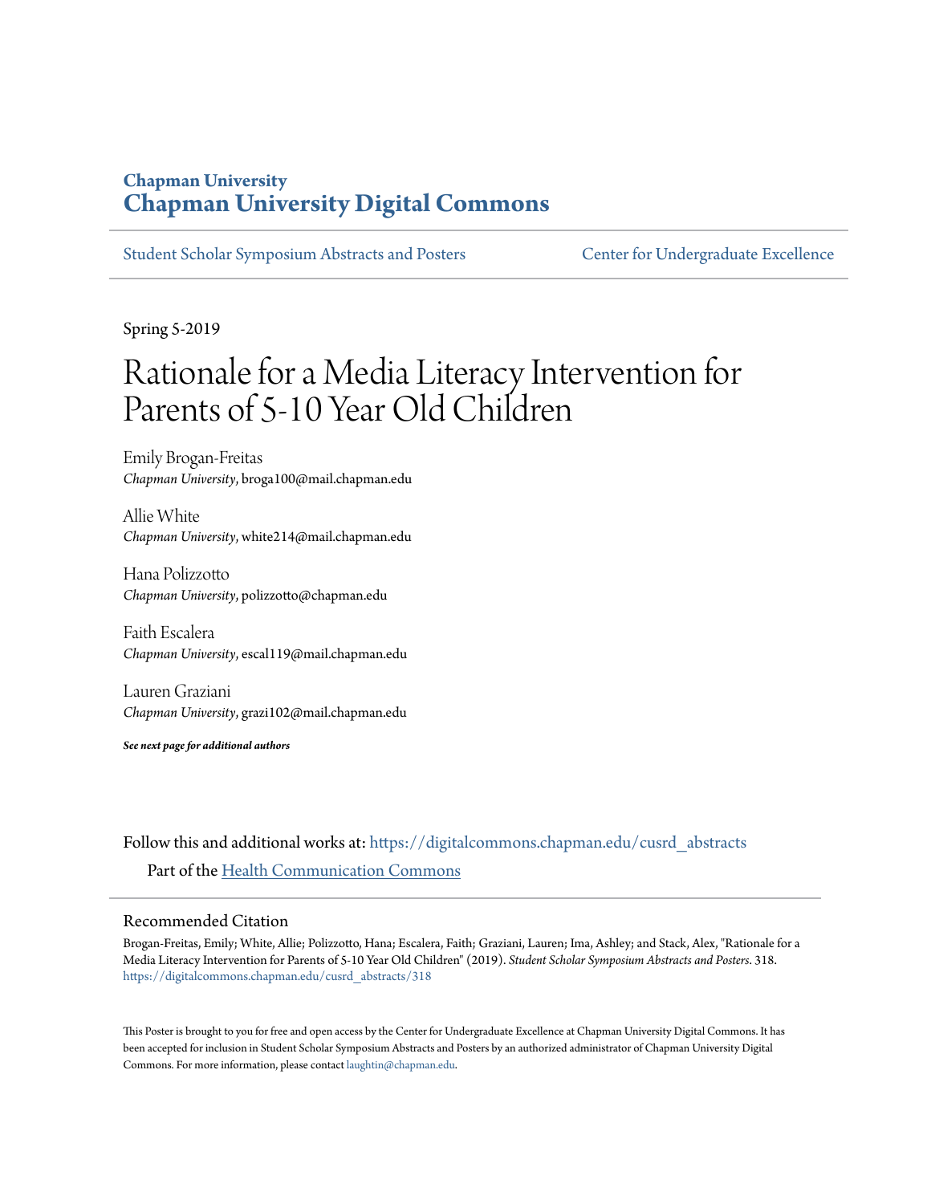# Chapman University
## Chapman University Digital Commons

Student Scholar Symposium Abstracts and Posters | Center for Undergraduate Excellence

Spring 5-2019

# Rationale for a Media Literacy Intervention for Parents of 5-10 Year Old Children

Emily Brogan-Freitas
*Chapman University*, broga100@mail.chapman.edu

Allie White
*Chapman University*, white214@mail.chapman.edu

Hana Polizzotto
*Chapman University*, polizzotto@chapman.edu

Faith Escalera
*Chapman University*, escal119@mail.chapman.edu

Lauren Graziani
*Chapman University*, grazi102@mail.chapman.edu

***See next page for additional authors***

Follow this and additional works at: https://digitalcommons.chapman.edu/cusrd_abstracts

Part of the Health Communication Commons

## Recommended Citation

Brogan-Freitas, Emily; White, Allie; Polizzotto, Hana; Escalera, Faith; Graziani, Lauren; Ima, Ashley; and Stack, Alex, "Rationale for a Media Literacy Intervention for Parents of 5-10 Year Old Children" (2019). *Student Scholar Symposium Abstracts and Posters*. 318.
https://digitalcommons.chapman.edu/cusrd_abstracts/318

This Poster is brought to you for free and open access by the Center for Undergraduate Excellence at Chapman University Digital Commons. It has been accepted for inclusion in Student Scholar Symposium Abstracts and Posters by an authorized administrator of Chapman University Digital Commons. For more information, please contact laughtin@chapman.edu.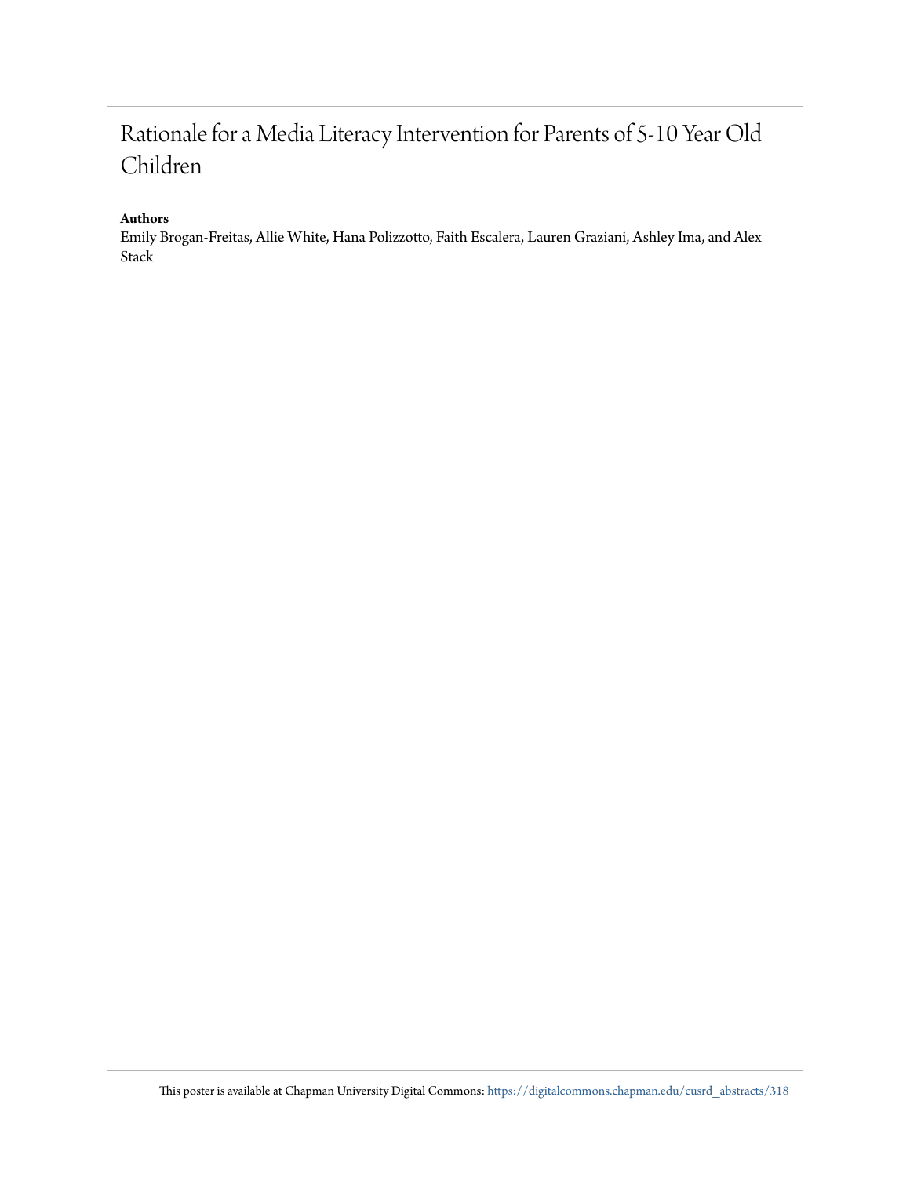# Rationale for a Media Literacy Intervention for Parents of 5-10 Year Old Children

**Authors**

Emily Brogan-Freitas, Allie White, Hana Polizzotto, Faith Escalera, Lauren Graziani, Ashley Ima, and Alex Stack

This poster is available at Chapman University Digital Commons: https://digitalcommons.chapman.edu/cusrd_abstracts/318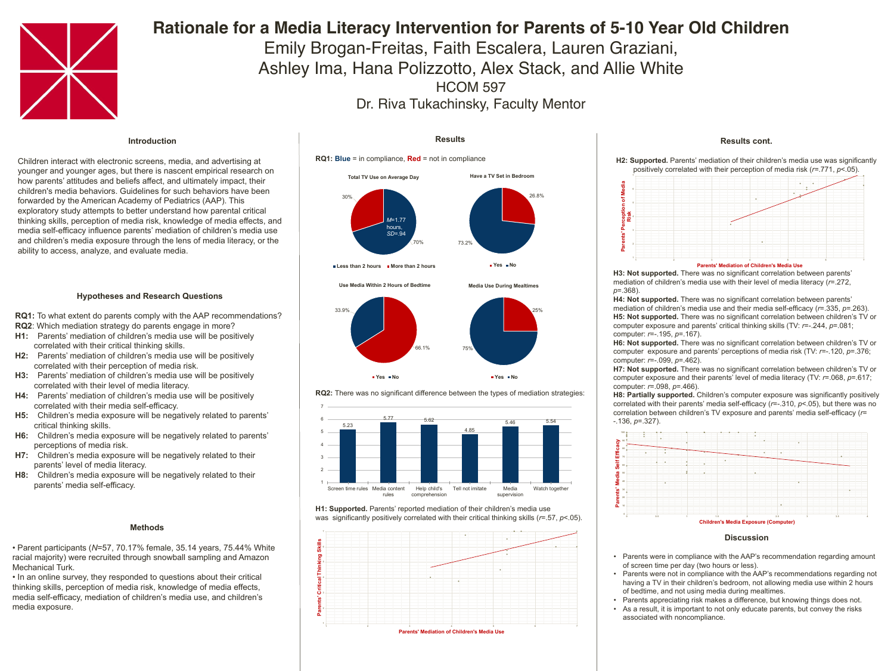# Rationale for a Media Literacy Intervention for Parents of 5-10 Year Old Children

Emily Brogan-Freitas, Faith Escalera, Lauren Graziani, Ashley Ima, Hana Polizzotto, Alex Stack, and Allie White

HCOM 597

Dr. Riva Tukachinsky, Faculty Mentor

## Introduction

Children interact with electronic screens, media, and advertising at younger and younger ages, but there is nascent empirical research on how parents' attitudes and beliefs affect, and ultimately impact, their children's media behaviors. Guidelines for such behaviors have been forwarded by the American Academy of Pediatrics (AAP). This exploratory study attempts to better understand how parental critical thinking skills, perception of media risk, knowledge of media effects, and media self-efficacy influence parents' mediation of children's media use and children's media exposure through the lens of media literacy, or the ability to access, analyze, and evaluate media.

## Hypotheses and Research Questions

**RQ1:** To what extent do parents comply with the AAP recommendations?

**RQ2**: Which mediation strategy do parents engage in more?

**H1:** Parents' mediation of children's media use will be positively correlated with their critical thinking skills.

**H2:** Parents' mediation of children's media use will be positively correlated with their perception of media risk.

**H3:** Parents' mediation of children's media use will be positively correlated with their level of media literacy.

**H4:** Parents' mediation of children's media use will be positively correlated with their media self-efficacy.

**H5:** Children's media exposure will be negatively related to parents' critical thinking skills.

**H6:** Children's media exposure will be negatively related to parents' perceptions of media risk.

**H7:** Children's media exposure will be negatively related to their parents' level of media literacy.

**H8:** Children's media exposure will be negatively related to their parents' media self-efficacy.

## Methods

- Parent participants (*N*=57, 70.17% female, 35.14 years, 75.44% White racial majority) were recruited through snowball sampling and Amazon Mechanical Turk.
- In an online survey, they responded to questions about their critical thinking skills, perception of media risk, knowledge of media effects, media self-efficacy, mediation of children's media use, and children's media exposure.

## Results

**RQ1:** Blue = in compliance, Red = not in compliance

Total TV Use on Average Day
30%
*M*=1.77 hours, *SD*=.94
70%
Less than 2 hours ■ More than 2 hours

Have a TV Set in Bedroom
26.8%
73.2%
Yes ■ No

Use Media Within 2 Hours of Bedtime
33.9%
66.1%
Yes ■ No

Media Use During Mealtimes
25%
75%
Yes ■ No

**RQ2:** There was no significant difference between the types of mediation strategies:

5.23 Screen time rules
5.77 Media content rules
5.62 Help child's comprehension
4.85 Tell not imitate
5.46 Media supervision
5.54 Watch together

**H1: Supported.** Parents' reported mediation of their children's media use was significantly positively correlated with their critical thinking skills (*r*=.57, *p*<.05).

Parents' Critical Thinking Skills
Parents' Mediation of Children's Media Use

## Results cont.

**H2: Supported.** Parents' mediation of their children's media use was significantly positively correlated with their perception of media risk (*r*=.771, *p*<.05).

Parents' Perception of Media Risk
Parents' Mediation of Children's Media Use

**H3: Not supported.** There was no significant correlation between parents' mediation of children's media use with their level of media literacy (*r*=.272, *p*=.368).

**H4: Not supported.** There was no significant correlation between parents' mediation of children's media use and their media self-efficacy (*r*=.335, *p*=.263).

**H5: Not supported.** There was no significant correlation between children's TV or computer exposure and parents' critical thinking skills (TV: *r*=-.244, *p*=.081; computer: *r*=-.195, *p*=.167).

**H6: Not supported.** There was no significant correlation between children's TV or computer exposure and parents' perceptions of media risk (TV: *r*=-.120, *p*=.376; computer: *r*=-.099, *p*=.462).

**H7: Not supported.** There was no significant correlation between children's TV or computer exposure and their parents' level of media literacy (TV: *r*=.068, *p*=.617; computer: *r*=.098, *p*=.466).

**H8: Partially supported.** Children's computer exposure was significantly positively correlated with their parents' media self-efficacy (*r*=-.310, *p*<.05), but there was no correlation between children's TV exposure and parents' media self-efficacy (*r*= -.136, *p*=.327).

Parents' Media Self Efficacy
Children's Media Exposure (Computer)

## Discussion

- Parents were in compliance with the AAP's recommendation regarding amount of screen time per day (two hours or less).
- Parents were not in compliance with the AAP's recommendations regarding not having a TV in their children's bedroom, not allowing media use within 2 hours of bedtime, and not using media during mealtimes.
- Parents appreciating risk makes a difference, but knowing things does not.
- As a result, it is important to not only educate parents, but convey the risks associated with noncompliance.